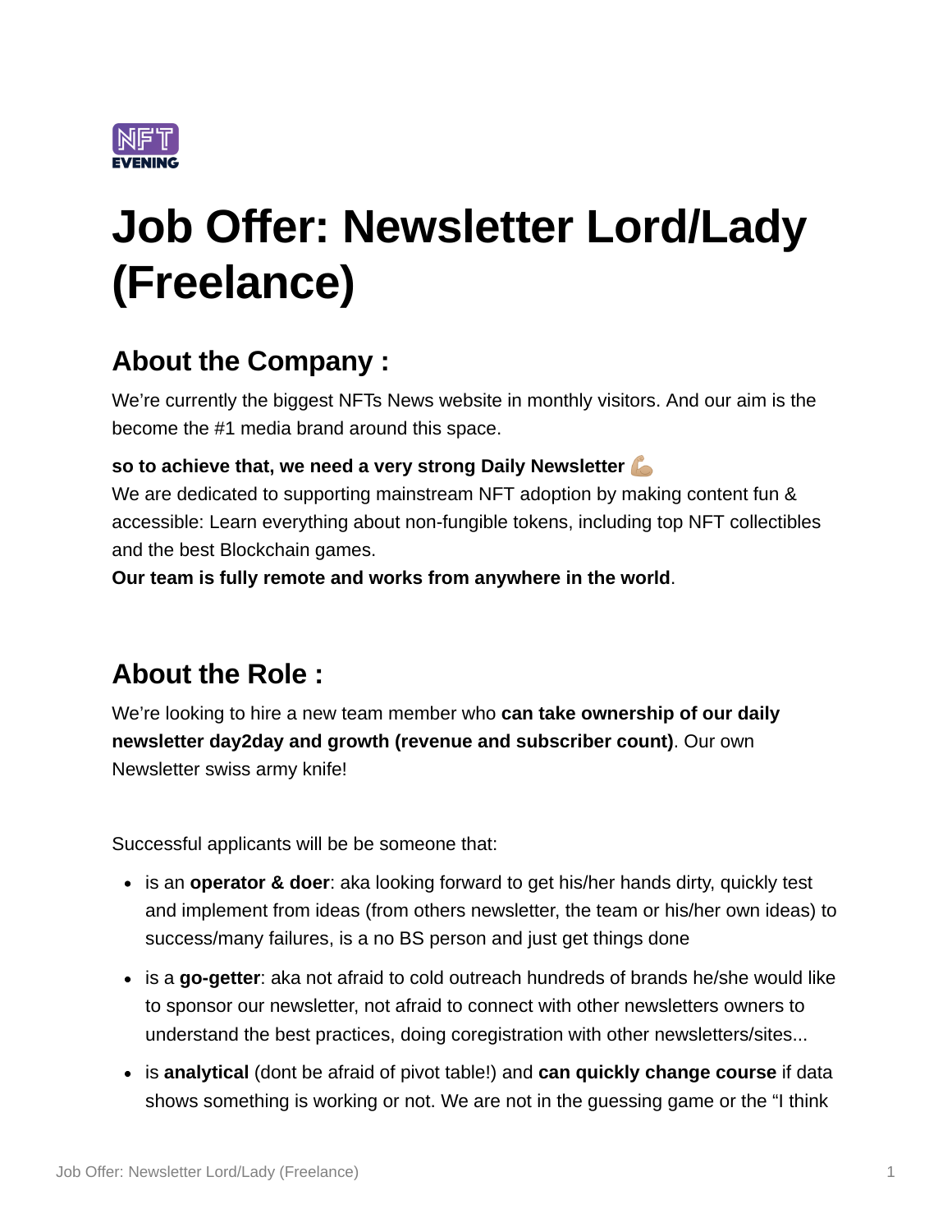# Job Offer: Newsletter Lord/Lady (Freelance)

## About the Company :

We're currently the biggest NFTs News website in monthly visitors. And our aim is the become the #1 media brand around this space.

**so to achieve that, we need a very strong Daily Newsletter 💪🏼**
We are dedicated to supporting mainstream NFT adoption by making content fun & accessible: Learn everything about non-fungible tokens, including top NFT collectibles and the best Blockchain games.
**Our team is fully remote and works from anywhere in the world**.

## About the Role :

We're looking to hire a new team member who **can take ownership of our daily newsletter day2day and growth (revenue and subscriber count)**. Our own Newsletter swiss army knife!

Successful applicants will be be someone that:

- is an **operator & doer**: aka looking forward to get his/her hands dirty, quickly test and implement from ideas (from others newsletter, the team or his/her own ideas) to success/many failures, is a no BS person and just get things done
- is a **go-getter**: aka not afraid to cold outreach hundreds of brands he/she would like to sponsor our newsletter, not afraid to connect with other newsletters owners to understand the best practices, doing coregistration with other newsletters/sites...
- is **analytical** (dont be afraid of pivot table!) and **can quickly change course** if data shows something is working or not. We are not in the guessing game or the "I think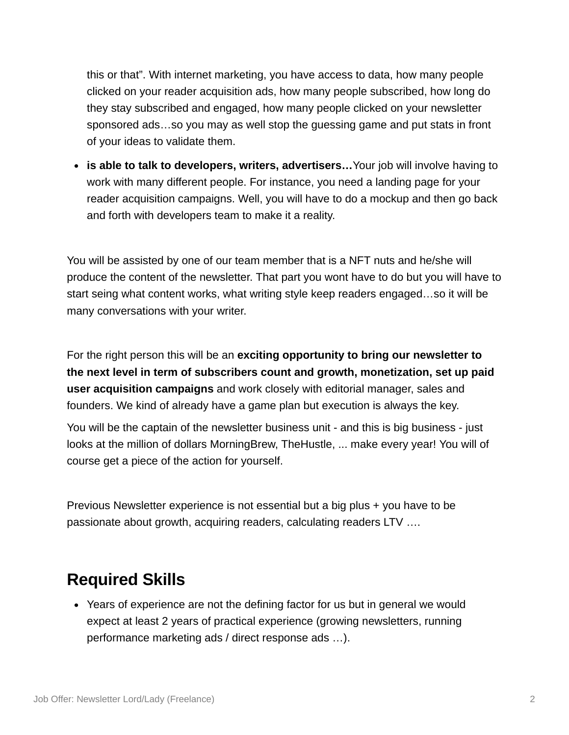this or that". With internet marketing, you have access to data, how many people clicked on your reader acquisition ads, how many people subscribed, how long do they stay subscribed and engaged, how many people clicked on your newsletter sponsored ads…so you may as well stop the guessing game and put stats in front of your ideas to validate them.

- **is able to talk to developers, writers, advertisers…**Your job will involve having to work with many different people. For instance, you need a landing page for your reader acquisition campaigns. Well, you will have to do a mockup and then go back and forth with developers team to make it a reality.

You will be assisted by one of our team member that is a NFT nuts and he/she will produce the content of the newsletter. That part you wont have to do but you will have to start seing what content works, what writing style keep readers engaged…so it will be many conversations with your writer.

For the right person this will be an **exciting opportunity to bring our newsletter to the next level in term of subscribers count and growth, monetization, set up paid user acquisition campaigns** and work closely with editorial manager, sales and founders. We kind of already have a game plan but execution is always the key.

You will be the captain of the newsletter business unit - and this is big business - just looks at the million of dollars MorningBrew, TheHustle, ... make every year! You will of course get a piece of the action for yourself.

Previous Newsletter experience is not essential but a big plus + you have to be passionate about growth, acquiring readers, calculating readers LTV ….

## Required Skills

- Years of experience are not the defining factor for us but in general we would expect at least 2 years of practical experience (growing newsletters, running performance marketing ads / direct response ads …).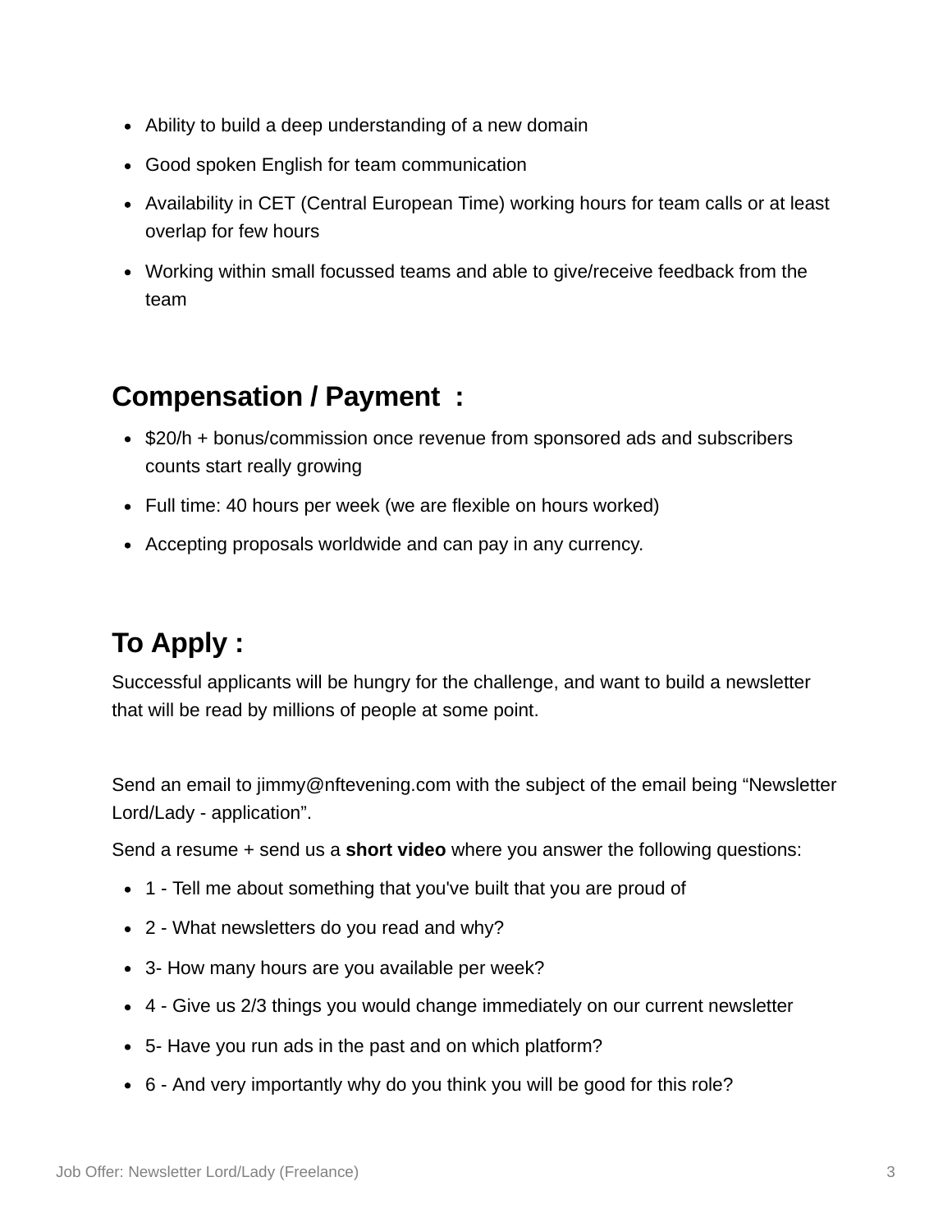- Ability to build a deep understanding of a new domain
- Good spoken English for team communication
- Availability in CET (Central European Time) working hours for team calls or at least overlap for few hours
- Working within small focussed teams and able to give/receive feedback from the team

## Compensation / Payment :

- $20/h + bonus/commission once revenue from sponsored ads and subscribers counts start really growing
- Full time: 40 hours per week (we are flexible on hours worked)
- Accepting proposals worldwide and can pay in any currency.

## To Apply :

Successful applicants will be hungry for the challenge, and want to build a newsletter that will be read by millions of people at some point.

Send an email to jimmy@nftevening.com with the subject of the email being "Newsletter Lord/Lady - application".

Send a resume + send us a **short video** where you answer the following questions:

- 1 - Tell me about something that you've built that you are proud of
- 2 - What newsletters do you read and why?
- 3- How many hours are you available per week?
- 4 - Give us 2/3 things you would change immediately on our current newsletter
- 5- Have you run ads in the past and on which platform?
- 6 - And very importantly why do you think you will be good for this role?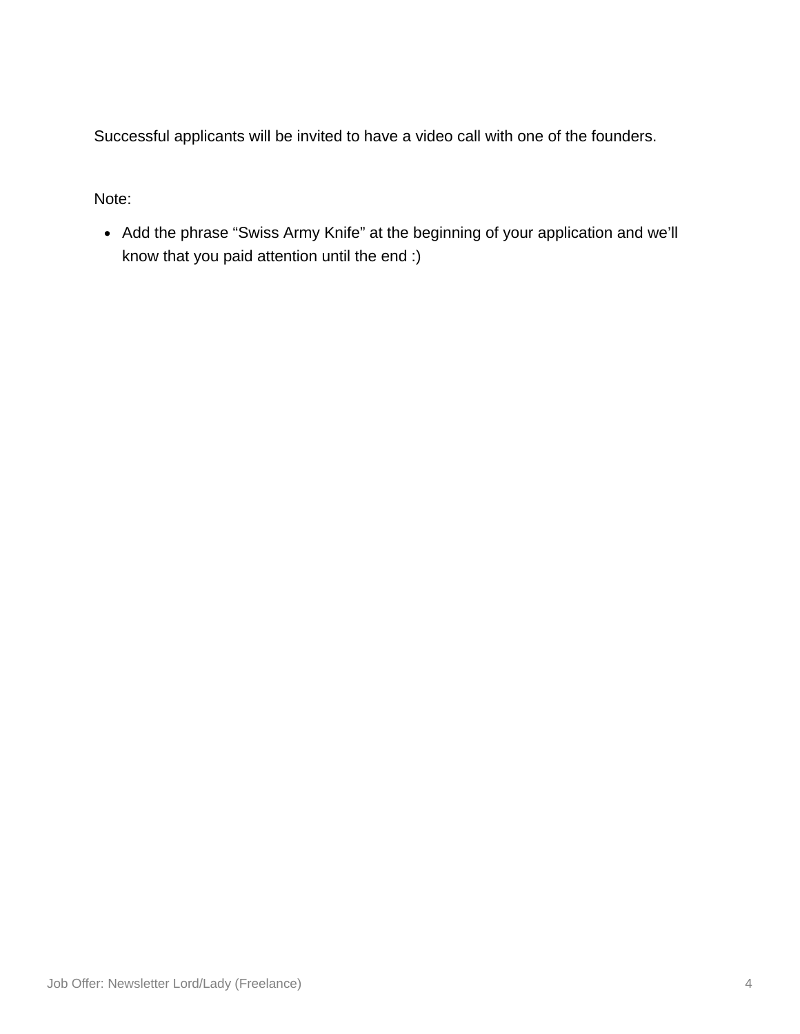Successful applicants will be invited to have a video call with one of the founders.

Note:

- Add the phrase “Swiss Army Knife” at the beginning of your application and we’ll know that you paid attention until the end :)